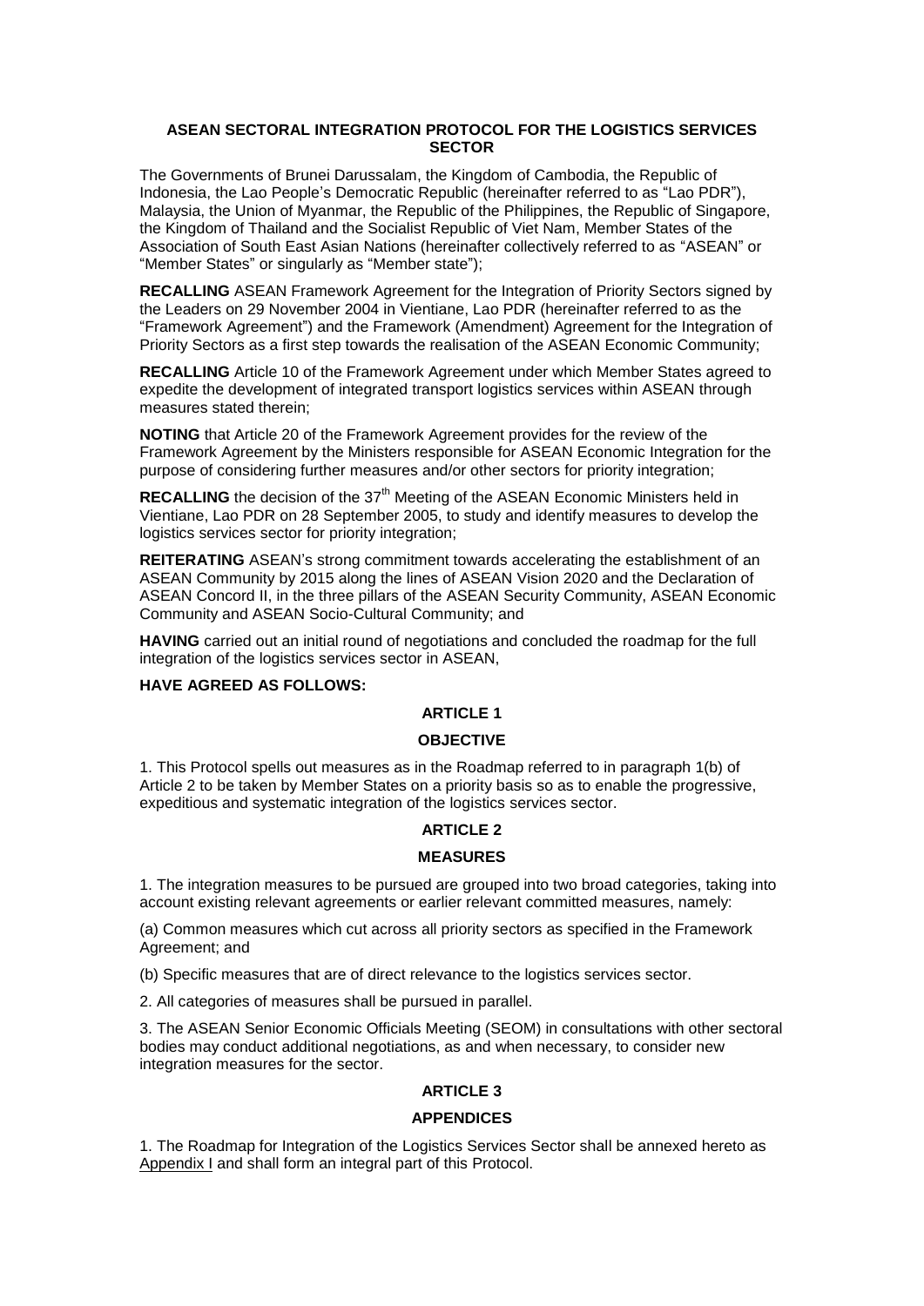# ASEAN SECTORAL INTEGRATION PROTOCOL FOR THE LOGISTICS SERVICES SECTOR

The Governments of Brunei Darussalam, the Kingdom of Cambodia, the Republic of Indonesia, the Lao People's Democratic Republic (hereinafter referred to as "Lao PDR"), Malaysia, the Union of Myanmar, the Republic of the Philippines, the Republic of Singapore, the Kingdom of Thailand and the Socialist Republic of Viet Nam, Member States of the Association of South East Asian Nations (hereinafter collectively referred to as "ASEAN" or "Member States" or singularly as "Member state");

**RECALLING** ASEAN Framework Agreement for the Integration of Priority Sectors signed by the Leaders on 29 November 2004 in Vientiane, Lao PDR (hereinafter referred to as the "Framework Agreement") and the Framework (Amendment) Agreement for the Integration of Priority Sectors as a first step towards the realisation of the ASEAN Economic Community;

**RECALLING** Article 10 of the Framework Agreement under which Member States agreed to expedite the development of integrated transport logistics services within ASEAN through measures stated therein;

**NOTING** that Article 20 of the Framework Agreement provides for the review of the Framework Agreement by the Ministers responsible for ASEAN Economic Integration for the purpose of considering further measures and/or other sectors for priority integration;

**RECALLING** the decision of the 37th Meeting of the ASEAN Economic Ministers held in Vientiane, Lao PDR on 28 September 2005, to study and identify measures to develop the logistics services sector for priority integration;

**REITERATING** ASEAN's strong commitment towards accelerating the establishment of an ASEAN Community by 2015 along the lines of ASEAN Vision 2020 and the Declaration of ASEAN Concord II, in the three pillars of the ASEAN Security Community, ASEAN Economic Community and ASEAN Socio-Cultural Community; and

**HAVING** carried out an initial round of negotiations and concluded the roadmap for the full integration of the logistics services sector in ASEAN,

**HAVE AGREED AS FOLLOWS:**

## ARTICLE 1

### OBJECTIVE

1. This Protocol spells out measures as in the Roadmap referred to in paragraph 1(b) of Article 2 to be taken by Member States on a priority basis so as to enable the progressive, expeditious and systematic integration of the logistics services sector.

## ARTICLE 2

### MEASURES

1. The integration measures to be pursued are grouped into two broad categories, taking into account existing relevant agreements or earlier relevant committed measures, namely:

(a) Common measures which cut across all priority sectors as specified in the Framework Agreement; and

(b) Specific measures that are of direct relevance to the logistics services sector.

2. All categories of measures shall be pursued in parallel.

3. The ASEAN Senior Economic Officials Meeting (SEOM) in consultations with other sectoral bodies may conduct additional negotiations, as and when necessary, to consider new integration measures for the sector.

## ARTICLE 3

### APPENDICES

1. The Roadmap for Integration of the Logistics Services Sector shall be annexed hereto as Appendix I and shall form an integral part of this Protocol.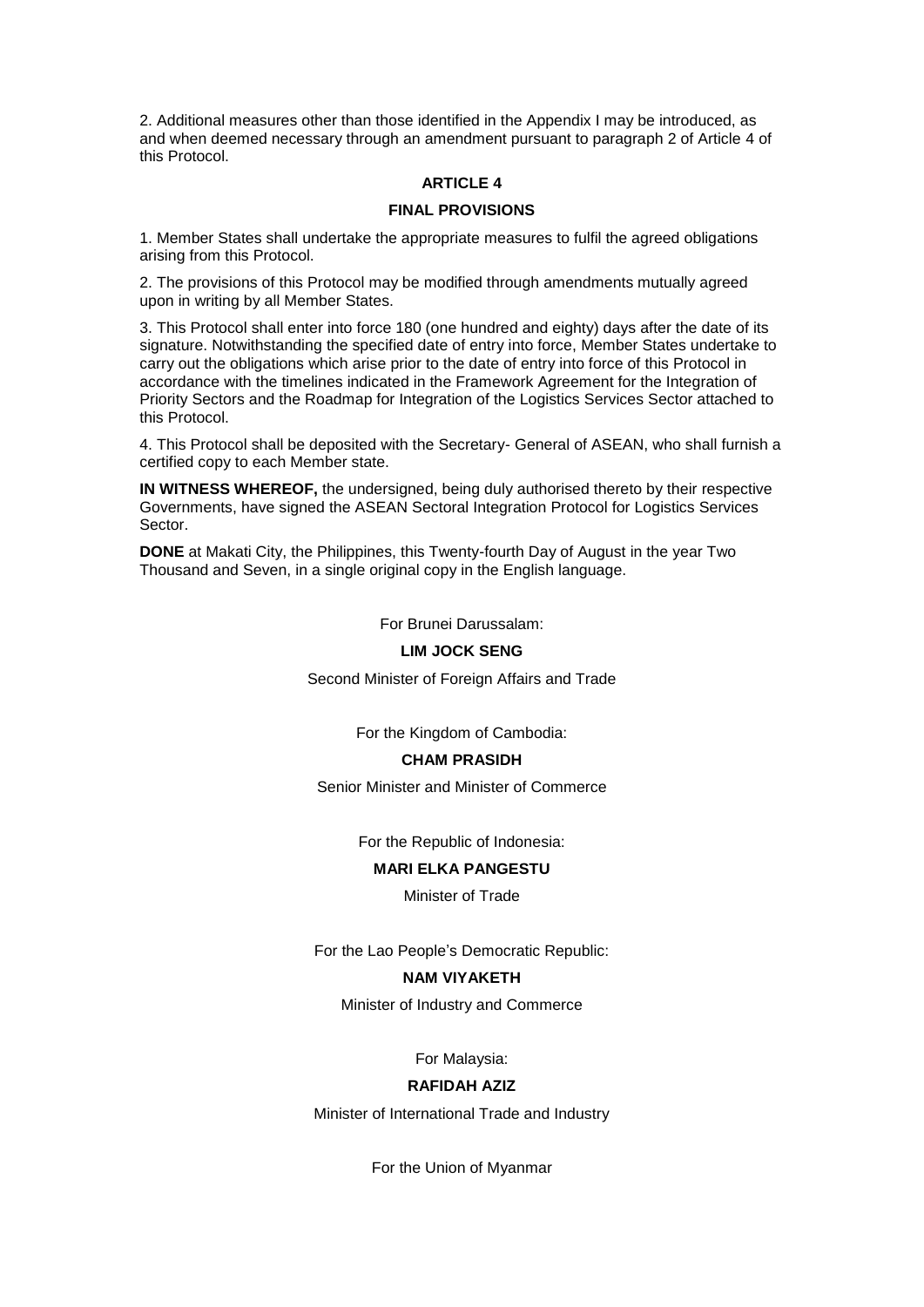2. Additional measures other than those identified in the Appendix I may be introduced, as and when deemed necessary through an amendment pursuant to paragraph 2 of Article 4 of this Protocol.

## ARTICLE 4

## FINAL PROVISIONS

1. Member States shall undertake the appropriate measures to fulfil the agreed obligations arising from this Protocol.

2. The provisions of this Protocol may be modified through amendments mutually agreed upon in writing by all Member States.

3. This Protocol shall enter into force 180 (one hundred and eighty) days after the date of its signature. Notwithstanding the specified date of entry into force, Member States undertake to carry out the obligations which arise prior to the date of entry into force of this Protocol in accordance with the timelines indicated in the Framework Agreement for the Integration of Priority Sectors and the Roadmap for Integration of the Logistics Services Sector attached to this Protocol.

4. This Protocol shall be deposited with the Secretary- General of ASEAN, who shall furnish a certified copy to each Member state.

**IN WITNESS WHEREOF,** the undersigned, being duly authorised thereto by their respective Governments, have signed the ASEAN Sectoral Integration Protocol for Logistics Services Sector.

**DONE** at Makati City, the Philippines, this Twenty-fourth Day of August in the year Two Thousand and Seven, in a single original copy in the English language.

For Brunei Darussalam:

**LIM JOCK SENG**

Second Minister of Foreign Affairs and Trade

For the Kingdom of Cambodia:

**CHAM PRASIDH**

Senior Minister and Minister of Commerce

For the Republic of Indonesia:

**MARI ELKA PANGESTU**

Minister of Trade

For the Lao People's Democratic Republic:

**NAM VIYAKETH**

Minister of Industry and Commerce

For Malaysia:

**RAFIDAH AZIZ**

Minister of International Trade and Industry

For the Union of Myanmar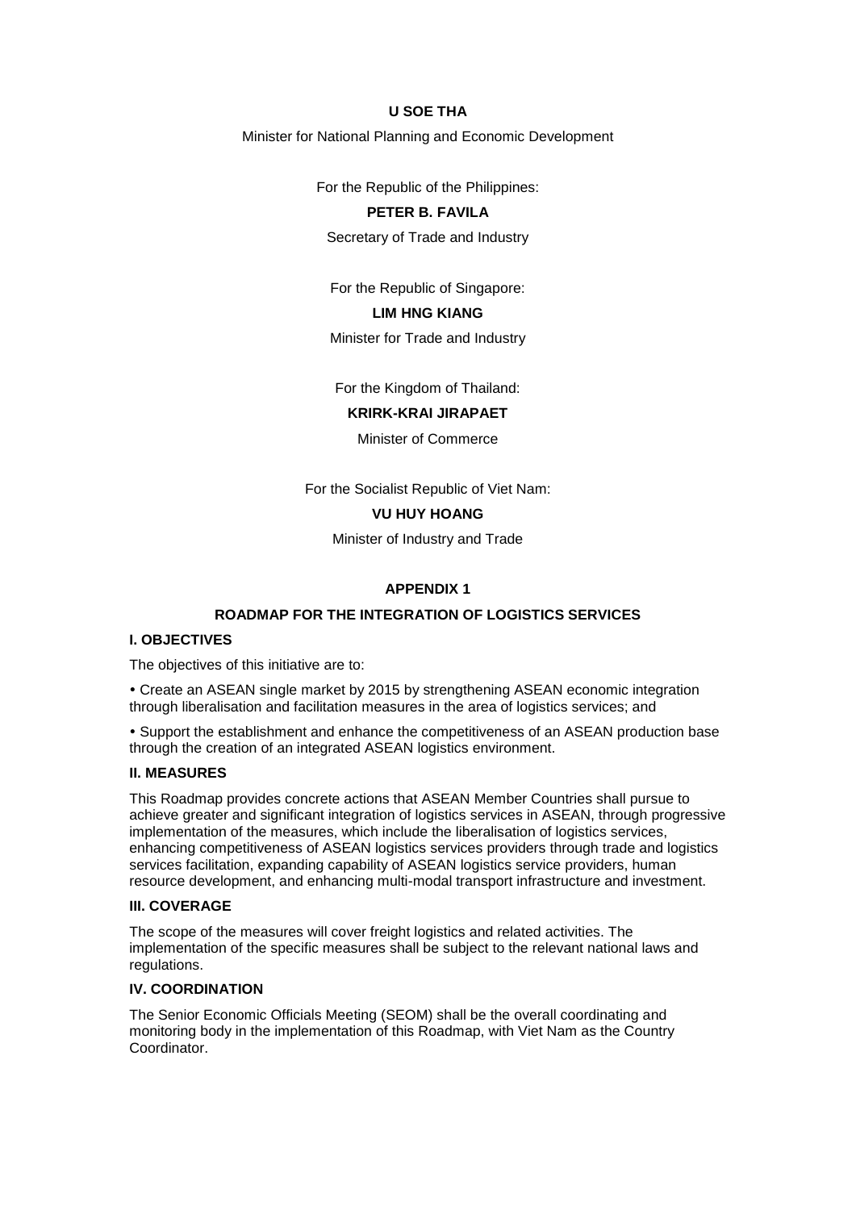**U SOE THA**

Minister for National Planning and Economic Development

For the Republic of the Philippines:

**PETER B. FAVILA**

Secretary of Trade and Industry

For the Republic of Singapore:

**LIM HNG KIANG**

Minister for Trade and Industry

For the Kingdom of Thailand:

**KRIRK-KRAI JIRAPAET**

Minister of Commerce

For the Socialist Republic of Viet Nam:

**VU HUY HOANG**

Minister of Industry and Trade

## APPENDIX 1

## ROADMAP FOR THE INTEGRATION OF LOGISTICS SERVICES

### I. OBJECTIVES

The objectives of this initiative are to:

- Create an ASEAN single market by 2015 by strengthening ASEAN economic integration through liberalisation and facilitation measures in the area of logistics services; and
- Support the establishment and enhance the competitiveness of an ASEAN production base through the creation of an integrated ASEAN logistics environment.

### II. MEASURES

This Roadmap provides concrete actions that ASEAN Member Countries shall pursue to achieve greater and significant integration of logistics services in ASEAN, through progressive implementation of the measures, which include the liberalisation of logistics services, enhancing competitiveness of ASEAN logistics services providers through trade and logistics services facilitation, expanding capability of ASEAN logistics service providers, human resource development, and enhancing multi-modal transport infrastructure and investment.

### III. COVERAGE

The scope of the measures will cover freight logistics and related activities. The implementation of the specific measures shall be subject to the relevant national laws and regulations.

### IV. COORDINATION

The Senior Economic Officials Meeting (SEOM) shall be the overall coordinating and monitoring body in the implementation of this Roadmap, with Viet Nam as the Country Coordinator.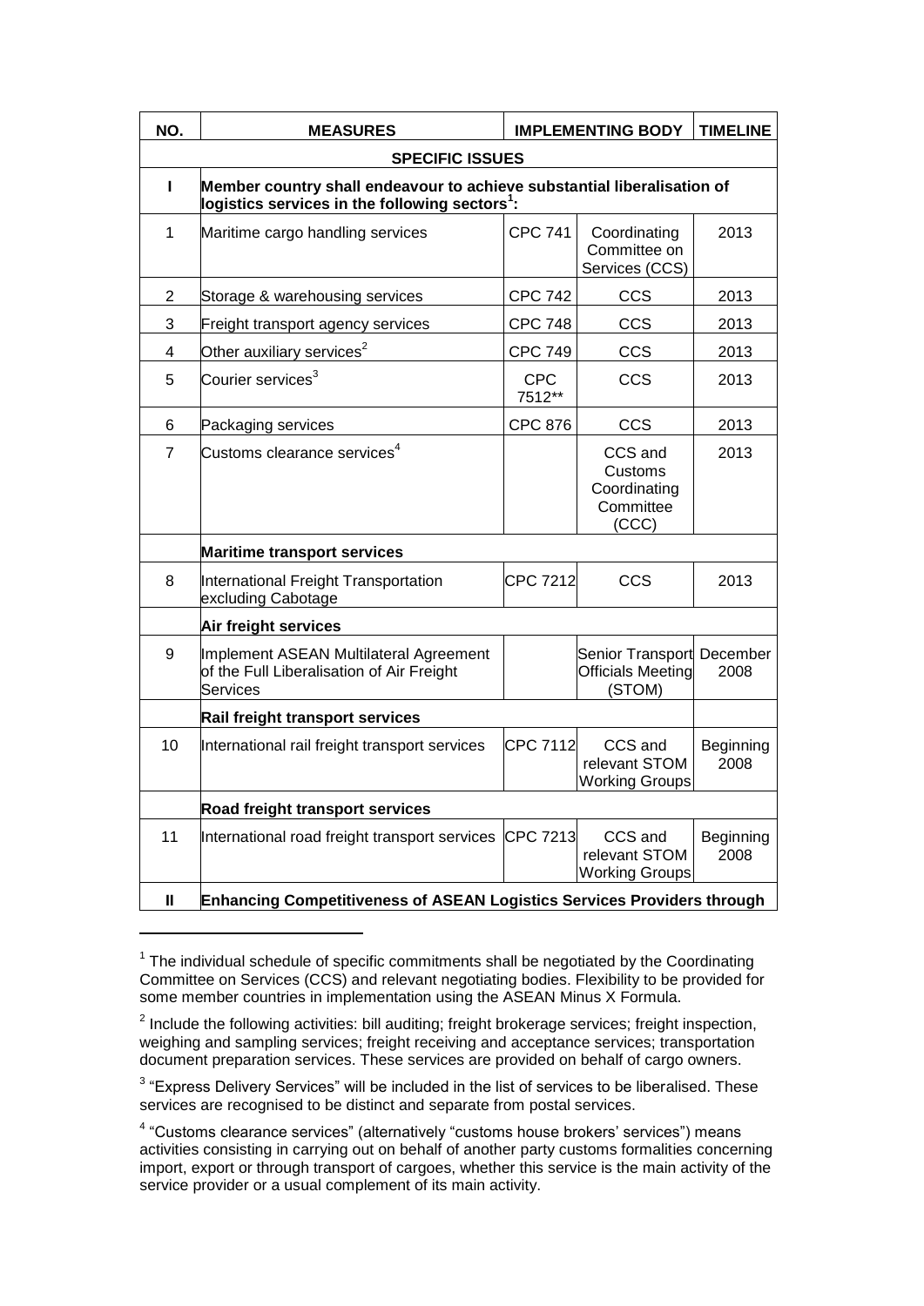| NO. | MEASURES | IMPLEMENTING BODY | | TIMELINE |
|---|---|---|---|---|
| **SPECIFIC ISSUES** | | | | |
| **I** | **Member country shall endeavour to achieve substantial liberalisation of logistics services in the following sectors[1]:** | | | |
| 1 | Maritime cargo handling services | CPC 741 | Coordinating Committee on Services (CCS) | 2013 |
| 2 | Storage & warehousing services | CPC 742 | CCS | 2013 |
| 3 | Freight transport agency services | CPC 748 | CCS | 2013 |
| 4 | Other auxiliary services[2] | CPC 749 | CCS | 2013 |
| 5 | Courier services[3] | CPC 7512** | CCS | 2013 |
| 6 | Packaging services | CPC 876 | CCS | 2013 |
| 7 | Customs clearance services[4] | | CCS and Customs Coordinating Committee (CCC) | 2013 |
| | **Maritime transport services** | | | |
| 8 | International Freight Transportation excluding Cabotage | CPC 7212 | CCS | 2013 |
| | **Air freight services** | | | |
| 9 | Implement ASEAN Multilateral Agreement of the Full Liberalisation of Air Freight Services | | Senior Transport Officials Meeting (STOM) | December 2008 |
| | **Rail freight transport services** | | | |
| 10 | International rail freight transport services | CPC 7112 | CCS and relevant STOM Working Groups | Beginning 2008 |
| | **Road freight transport services** | | | |
| 11 | International road freight transport services | CPC 7213 | CCS and relevant STOM Working Groups | Beginning 2008 |
| **II** | **Enhancing Competitiveness of ASEAN Logistics Services Providers through** | | | |

[1] The individual schedule of specific commitments shall be negotiated by the Coordinating Committee on Services (CCS) and relevant negotiating bodies. Flexibility to be provided for some member countries in implementation using the ASEAN Minus X Formula.

[2] Include the following activities: bill auditing; freight brokerage services; freight inspection, weighing and sampling services; freight receiving and acceptance services; transportation document preparation services. These services are provided on behalf of cargo owners.

[3] "Express Delivery Services" will be included in the list of services to be liberalised. These services are recognised to be distinct and separate from postal services.

[4] "Customs clearance services" (alternatively "customs house brokers' services") means activities consisting in carrying out on behalf of another party customs formalities concerning import, export or through transport of cargoes, whether this service is the main activity of the service provider or a usual complement of its main activity.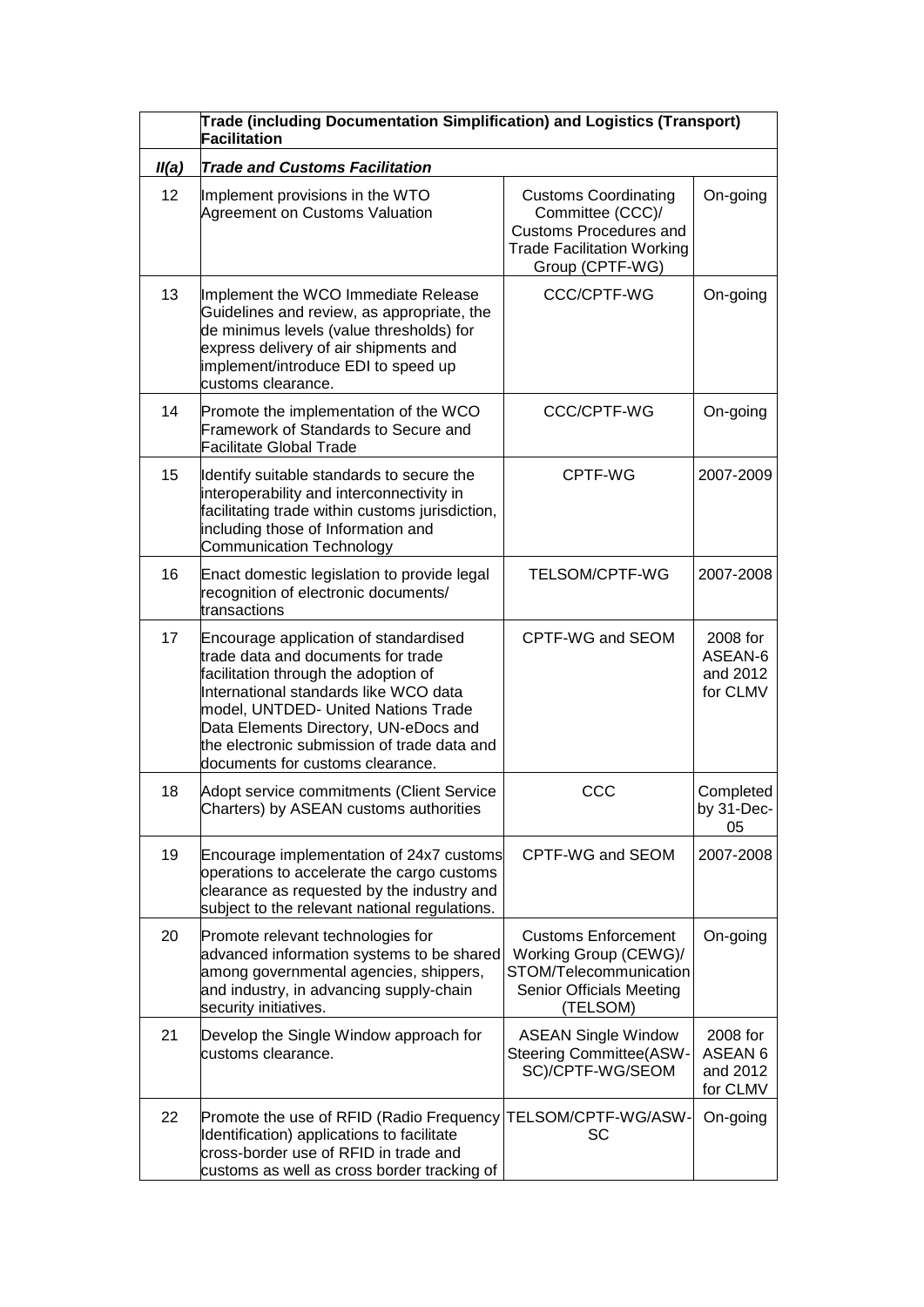| | Trade (including Documentation Simplification) and Logistics (Transport) Facilitation | | |
|---|---|---|---|
| ***II(a)*** | ***Trade and Customs Facilitation*** | | |
| 12 | Implement provisions in the WTO Agreement on Customs Valuation | Customs Coordinating Committee (CCC)/ Customs Procedures and Trade Facilitation Working Group (CPTF-WG) | On-going |
| 13 | Implement the WCO Immediate Release Guidelines and review, as appropriate, the de minimus levels (value thresholds) for express delivery of air shipments and implement/introduce EDI to speed up customs clearance. | CCC/CPTF-WG | On-going |
| 14 | Promote the implementation of the WCO Framework of Standards to Secure and Facilitate Global Trade | CCC/CPTF-WG | On-going |
| 15 | Identify suitable standards to secure the interoperability and interconnectivity in facilitating trade within customs jurisdiction, including those of Information and Communication Technology | CPTF-WG | 2007-2009 |
| 16 | Enact domestic legislation to provide legal recognition of electronic documents/ transactions | TELSOM/CPTF-WG | 2007-2008 |
| 17 | Encourage application of standardised trade data and documents for trade facilitation through the adoption of International standards like WCO data model, UNTDED- United Nations Trade Data Elements Directory, UN-eDocs and the electronic submission of trade data and documents for customs clearance. | CPTF-WG and SEOM | 2008 for ASEAN-6 and 2012 for CLMV |
| 18 | Adopt service commitments (Client Service Charters) by ASEAN customs authorities | CCC | Completed by 31-Dec-05 |
| 19 | Encourage implementation of 24x7 customs operations to accelerate the cargo customs clearance as requested by the industry and subject to the relevant national regulations. | CPTF-WG and SEOM | 2007-2008 |
| 20 | Promote relevant technologies for advanced information systems to be shared among governmental agencies, shippers, and industry, in advancing supply-chain security initiatives. | Customs Enforcement Working Group (CEWG)/ STOM/Telecommunication Senior Officials Meeting (TELSOM) | On-going |
| 21 | Develop the Single Window approach for customs clearance. | ASEAN Single Window Steering Committee(ASW-SC)/CPTF-WG/SEOM | 2008 for ASEAN 6 and 2012 for CLMV |
| 22 | Promote the use of RFID (Radio Frequency Identification) applications to facilitate cross-border use of RFID in trade and customs as well as cross border tracking of | TELSOM/CPTF-WG/ASW-SC | On-going |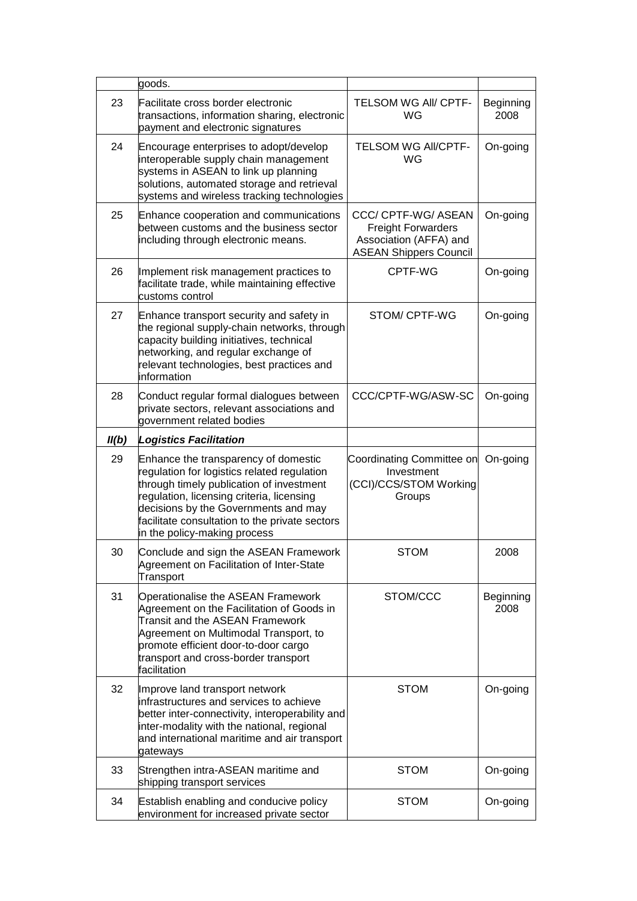|  | goods. |  |  |
|---|---|---|---|
| 23 | Facilitate cross border electronic transactions, information sharing, electronic payment and electronic signatures | TELSOM WG All/ CPTF-WG | Beginning 2008 |
| 24 | Encourage enterprises to adopt/develop interoperable supply chain management systems in ASEAN to link up planning solutions, automated storage and retrieval systems and wireless tracking technologies | TELSOM WG All/CPTF-WG | On-going |
| 25 | Enhance cooperation and communications between customs and the business sector including through electronic means. | CCC/ CPTF-WG/ ASEAN Freight Forwarders Association (AFFA) and ASEAN Shippers Council | On-going |
| 26 | Implement risk management practices to facilitate trade, while maintaining effective customs control | CPTF-WG | On-going |
| 27 | Enhance transport security and safety in the regional supply-chain networks, through capacity building initiatives, technical networking, and regular exchange of relevant technologies, best practices and information | STOM/ CPTF-WG | On-going |
| 28 | Conduct regular formal dialogues between private sectors, relevant associations and government related bodies | CCC/CPTF-WG/ASW-SC | On-going |
| ***II(b)*** | ***Logistics Facilitation*** |  |  |
| 29 | Enhance the transparency of domestic regulation for logistics related regulation through timely publication of investment regulation, licensing criteria, licensing decisions by the Governments and may facilitate consultation to the private sectors in the policy-making process | Coordinating Committee on Investment (CCI)/CCS/STOM Working Groups | On-going |
| 30 | Conclude and sign the ASEAN Framework Agreement on Facilitation of Inter-State Transport | STOM | 2008 |
| 31 | Operationalise the ASEAN Framework Agreement on the Facilitation of Goods in Transit and the ASEAN Framework Agreement on Multimodal Transport, to promote efficient door-to-door cargo transport and cross-border transport facilitation | STOM/CCC | Beginning 2008 |
| 32 | Improve land transport network infrastructures and services to achieve better inter-connectivity, interoperability and inter-modality with the national, regional and international maritime and air transport gateways | STOM | On-going |
| 33 | Strengthen intra-ASEAN maritime and shipping transport services | STOM | On-going |
| 34 | Establish enabling and conducive policy environment for increased private sector | STOM | On-going |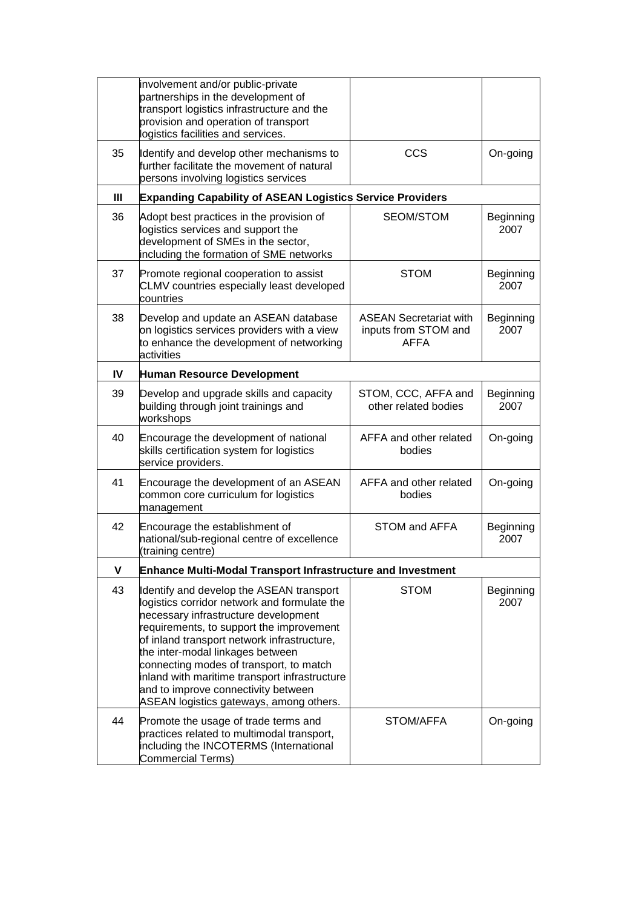| | | | |
|---|---|---|---|
| | involvement and/or public-private partnerships in the development of transport logistics infrastructure and the provision and operation of transport logistics facilities and services. | | |
| 35 | Identify and develop other mechanisms to further facilitate the movement of natural persons involving logistics services | CCS | On-going |
| **III** | **Expanding Capability of ASEAN Logistics Service Providers** | | |
| 36 | Adopt best practices in the provision of logistics services and support the development of SMEs in the sector, including the formation of SME networks | SEOM/STOM | Beginning 2007 |
| 37 | Promote regional cooperation to assist CLMV countries especially least developed countries | STOM | Beginning 2007 |
| 38 | Develop and update an ASEAN database on logistics services providers with a view to enhance the development of networking activities | ASEAN Secretariat with inputs from STOM and AFFA | Beginning 2007 |
| **IV** | **Human Resource Development** | | |
| 39 | Develop and upgrade skills and capacity building through joint trainings and workshops | STOM, CCC, AFFA and other related bodies | Beginning 2007 |
| 40 | Encourage the development of national skills certification system for logistics service providers. | AFFA and other related bodies | On-going |
| 41 | Encourage the development of an ASEAN common core curriculum for logistics management | AFFA and other related bodies | On-going |
| 42 | Encourage the establishment of national/sub-regional centre of excellence (training centre) | STOM and AFFA | Beginning 2007 |
| **V** | **Enhance Multi-Modal Transport Infrastructure and Investment** | | |
| 43 | Identify and develop the ASEAN transport logistics corridor network and formulate the necessary infrastructure development requirements, to support the improvement of inland transport network infrastructure, the inter-modal linkages between connecting modes of transport, to match inland with maritime transport infrastructure and to improve connectivity between ASEAN logistics gateways, among others. | STOM | Beginning 2007 |
| 44 | Promote the usage of trade terms and practices related to multimodal transport, including the INCOTERMS (International Commercial Terms) | STOM/AFFA | On-going |